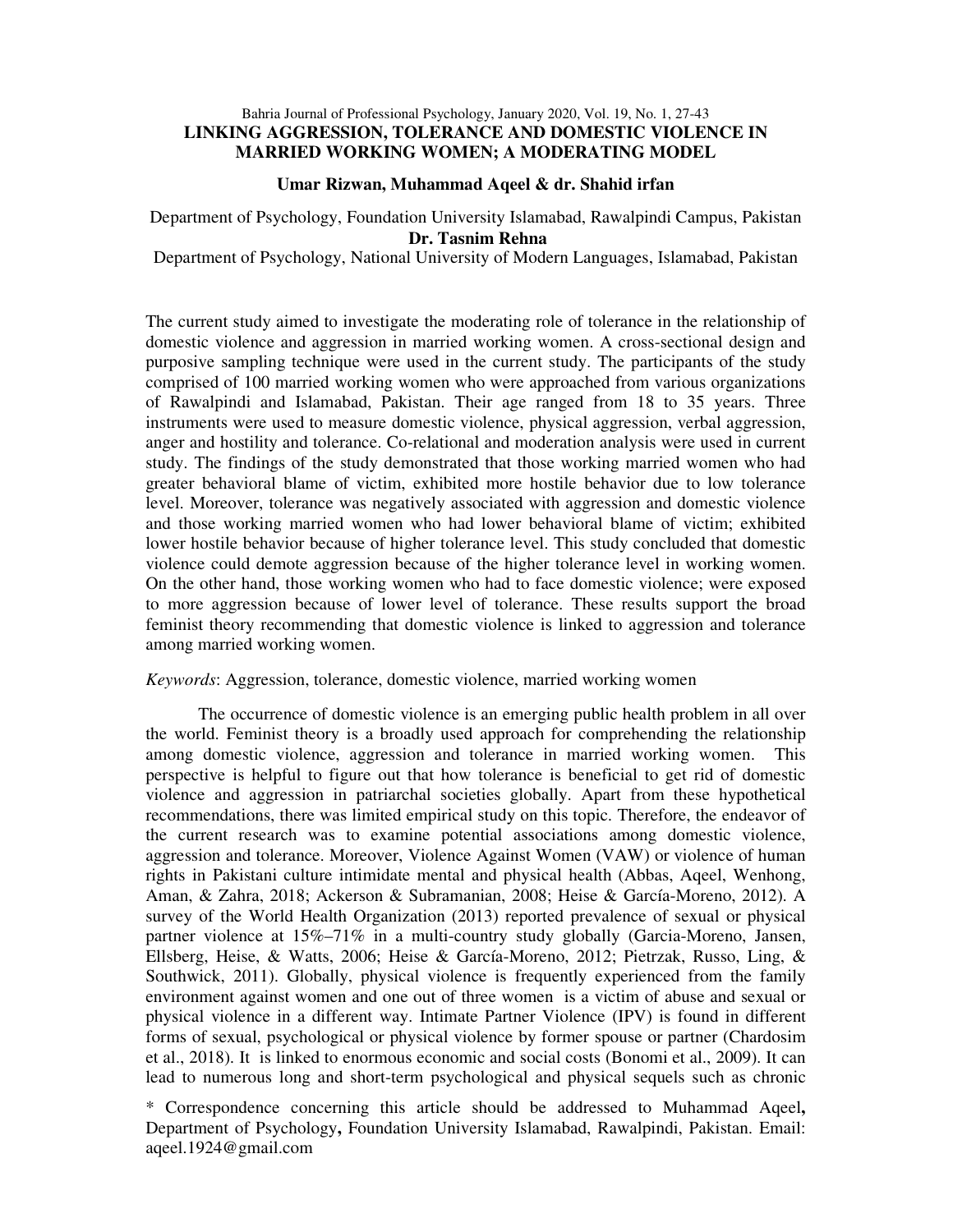# LINKING AGGRESSION, TOLERANCE AND DOMESTIC VIOLENCE IN MARRIED WORKING WOMEN; A MODERATING MODEL

**Umar Rizwan, Muhammad Aqeel & dr. Shahid irfan**

Department of Psychology, Foundation University Islamabad, Rawalpindi Campus, Pakistan

**Dr. Tasnim Rehna**

Department of Psychology, National University of Modern Languages, Islamabad, Pakistan

The current study aimed to investigate the moderating role of tolerance in the relationship of domestic violence and aggression in married working women. A cross-sectional design and purposive sampling technique were used in the current study. The participants of the study comprised of 100 married working women who were approached from various organizations of Rawalpindi and Islamabad, Pakistan. Their age ranged from 18 to 35 years. Three instruments were used to measure domestic violence, physical aggression, verbal aggression, anger and hostility and tolerance. Co-relational and moderation analysis were used in current study. The findings of the study demonstrated that those working married women who had greater behavioral blame of victim, exhibited more hostile behavior due to low tolerance level. Moreover, tolerance was negatively associated with aggression and domestic violence and those working married women who had lower behavioral blame of victim; exhibited lower hostile behavior because of higher tolerance level. This study concluded that domestic violence could demote aggression because of the higher tolerance level in working women. On the other hand, those working women who had to face domestic violence; were exposed to more aggression because of lower level of tolerance. These results support the broad feminist theory recommending that domestic violence is linked to aggression and tolerance among married working women.

*Keywords*: Aggression, tolerance, domestic violence, married working women

The occurrence of domestic violence is an emerging public health problem in all over the world. Feminist theory is a broadly used approach for comprehending the relationship among domestic violence, aggression and tolerance in married working women. This perspective is helpful to figure out that how tolerance is beneficial to get rid of domestic violence and aggression in patriarchal societies globally. Apart from these hypothetical recommendations, there was limited empirical study on this topic. Therefore, the endeavor of the current research was to examine potential associations among domestic violence, aggression and tolerance. Moreover, Violence Against Women (VAW) or violence of human rights in Pakistani culture intimidate mental and physical health (Abbas, Aqeel, Wenhong, Aman, & Zahra, 2018; Ackerson & Subramanian, 2008; Heise & García-Moreno, 2012). A survey of the World Health Organization (2013) reported prevalence of sexual or physical partner violence at 15%–71% in a multi-country study globally (Garcia-Moreno, Jansen, Ellsberg, Heise, & Watts, 2006; Heise & García-Moreno, 2012; Pietrzak, Russo, Ling, & Southwick, 2011). Globally, physical violence is frequently experienced from the family environment against women and one out of three women is a victim of abuse and sexual or physical violence in a different way. Intimate Partner Violence (IPV) is found in different forms of sexual, psychological or physical violence by former spouse or partner (Chardosim et al., 2018). It is linked to enormous economic and social costs (Bonomi et al., 2009). It can lead to numerous long and short-term psychological and physical sequels such as chronic

\* Correspondence concerning this article should be addressed to Muhammad Aqeel, Department of Psychology, Foundation University Islamabad, Rawalpindi, Pakistan. Email: aqeel.1924@gmail.com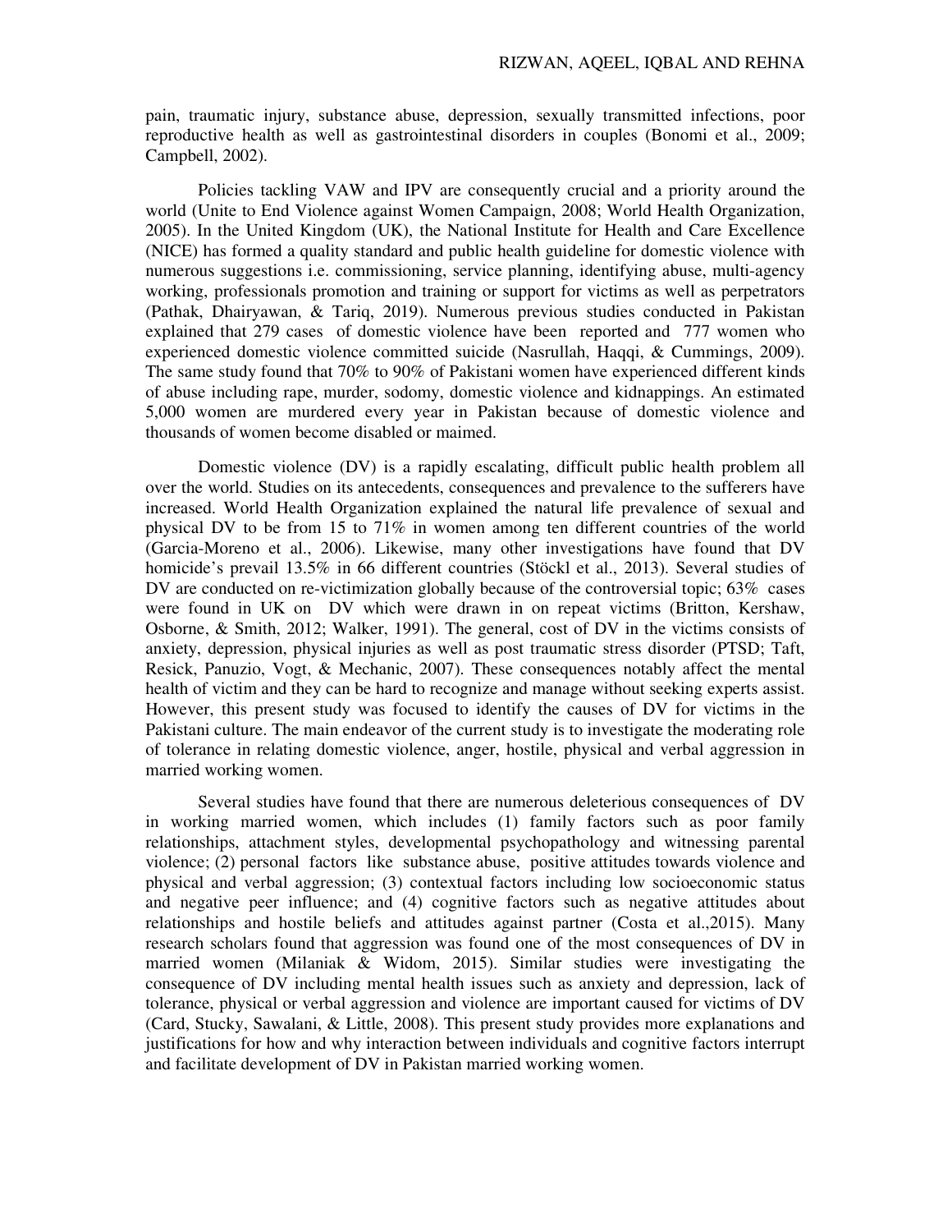pain, traumatic injury, substance abuse, depression, sexually transmitted infections, poor reproductive health as well as gastrointestinal disorders in couples (Bonomi et al., 2009; Campbell, 2002).

Policies tackling VAW and IPV are consequently crucial and a priority around the world (Unite to End Violence against Women Campaign, 2008; World Health Organization, 2005). In the United Kingdom (UK), the National Institute for Health and Care Excellence (NICE) has formed a quality standard and public health guideline for domestic violence with numerous suggestions i.e. commissioning, service planning, identifying abuse, multi-agency working, professionals promotion and training or support for victims as well as perpetrators (Pathak, Dhairyawan, & Tariq, 2019). Numerous previous studies conducted in Pakistan explained that 279 cases of domestic violence have been reported and 777 women who experienced domestic violence committed suicide (Nasrullah, Haqqi, & Cummings, 2009). The same study found that 70% to 90% of Pakistani women have experienced different kinds of abuse including rape, murder, sodomy, domestic violence and kidnappings. An estimated 5,000 women are murdered every year in Pakistan because of domestic violence and thousands of women become disabled or maimed.

Domestic violence (DV) is a rapidly escalating, difficult public health problem all over the world. Studies on its antecedents, consequences and prevalence to the sufferers have increased. World Health Organization explained the natural life prevalence of sexual and physical DV to be from 15 to 71% in women among ten different countries of the world (Garcia-Moreno et al., 2006). Likewise, many other investigations have found that DV homicide's prevail 13.5% in 66 different countries (Stöckl et al., 2013). Several studies of DV are conducted on re-victimization globally because of the controversial topic; 63% cases were found in UK on DV which were drawn in on repeat victims (Britton, Kershaw, Osborne, & Smith, 2012; Walker, 1991). The general, cost of DV in the victims consists of anxiety, depression, physical injuries as well as post traumatic stress disorder (PTSD; Taft, Resick, Panuzio, Vogt, & Mechanic, 2007). These consequences notably affect the mental health of victim and they can be hard to recognize and manage without seeking experts assist. However, this present study was focused to identify the causes of DV for victims in the Pakistani culture. The main endeavor of the current study is to investigate the moderating role of tolerance in relating domestic violence, anger, hostile, physical and verbal aggression in married working women.

Several studies have found that there are numerous deleterious consequences of DV in working married women, which includes (1) family factors such as poor family relationships, attachment styles, developmental psychopathology and witnessing parental violence; (2) personal factors like substance abuse, positive attitudes towards violence and physical and verbal aggression; (3) contextual factors including low socioeconomic status and negative peer influence; and (4) cognitive factors such as negative attitudes about relationships and hostile beliefs and attitudes against partner (Costa et al.,2015). Many research scholars found that aggression was found one of the most consequences of DV in married women (Milaniak & Widom, 2015). Similar studies were investigating the consequence of DV including mental health issues such as anxiety and depression, lack of tolerance, physical or verbal aggression and violence are important caused for victims of DV (Card, Stucky, Sawalani, & Little, 2008). This present study provides more explanations and justifications for how and why interaction between individuals and cognitive factors interrupt and facilitate development of DV in Pakistan married working women.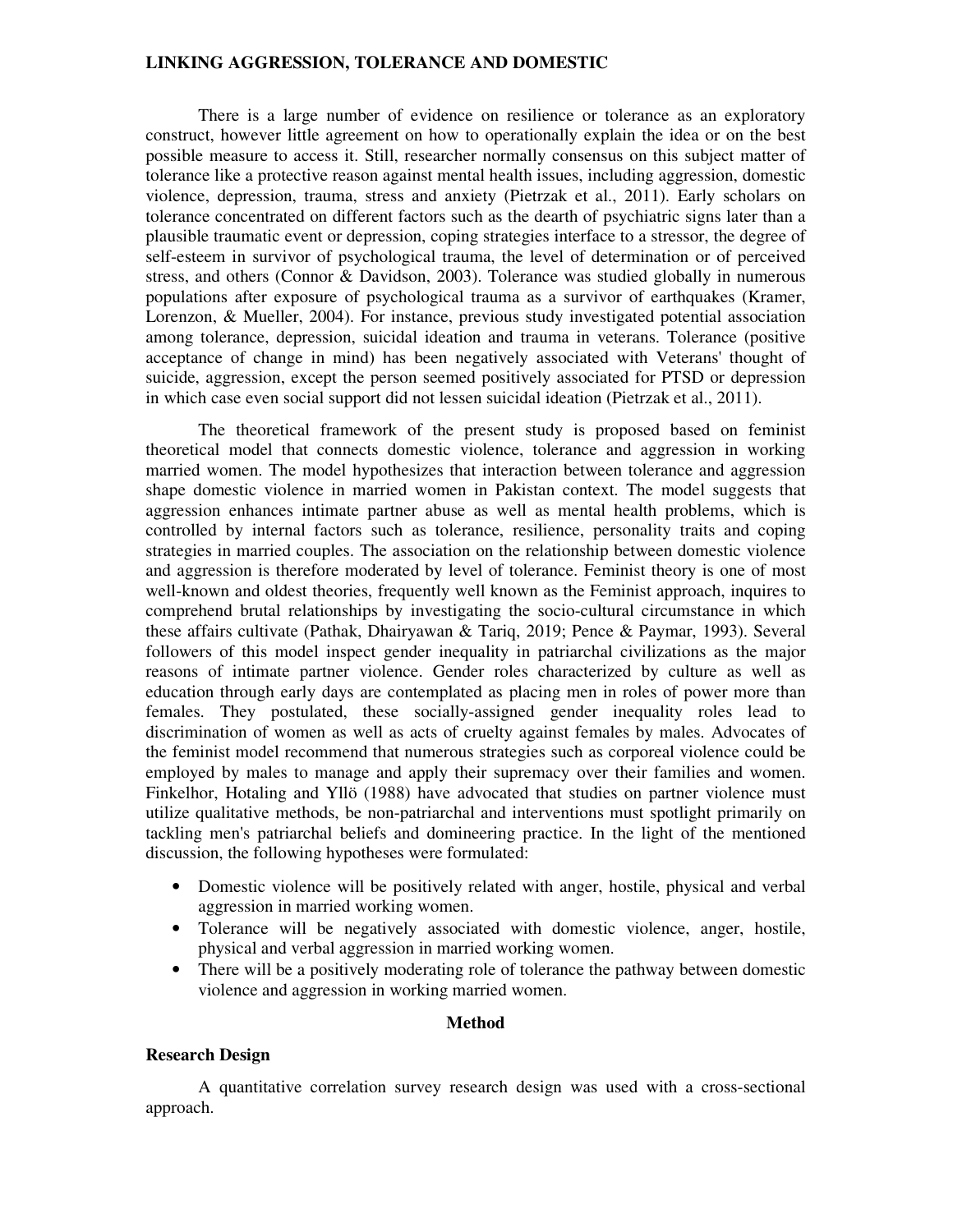There is a large number of evidence on resilience or tolerance as an exploratory construct, however little agreement on how to operationally explain the idea or on the best possible measure to access it. Still, researcher normally consensus on this subject matter of tolerance like a protective reason against mental health issues, including aggression, domestic violence, depression, trauma, stress and anxiety (Pietrzak et al., 2011). Early scholars on tolerance concentrated on different factors such as the dearth of psychiatric signs later than a plausible traumatic event or depression, coping strategies interface to a stressor, the degree of self-esteem in survivor of psychological trauma, the level of determination or of perceived stress, and others (Connor & Davidson, 2003). Tolerance was studied globally in numerous populations after exposure of psychological trauma as a survivor of earthquakes (Kramer, Lorenzon, & Mueller, 2004). For instance, previous study investigated potential association among tolerance, depression, suicidal ideation and trauma in veterans. Tolerance (positive acceptance of change in mind) has been negatively associated with Veterans' thought of suicide, aggression, except the person seemed positively associated for PTSD or depression in which case even social support did not lessen suicidal ideation (Pietrzak et al., 2011).

The theoretical framework of the present study is proposed based on feminist theoretical model that connects domestic violence, tolerance and aggression in working married women. The model hypothesizes that interaction between tolerance and aggression shape domestic violence in married women in Pakistan context. The model suggests that aggression enhances intimate partner abuse as well as mental health problems, which is controlled by internal factors such as tolerance, resilience, personality traits and coping strategies in married couples. The association on the relationship between domestic violence and aggression is therefore moderated by level of tolerance. Feminist theory is one of most well-known and oldest theories, frequently well known as the Feminist approach, inquires to comprehend brutal relationships by investigating the socio-cultural circumstance in which these affairs cultivate (Pathak, Dhairyawan & Tariq, 2019; Pence & Paymar, 1993). Several followers of this model inspect gender inequality in patriarchal civilizations as the major reasons of intimate partner violence. Gender roles characterized by culture as well as education through early days are contemplated as placing men in roles of power more than females. They postulated, these socially-assigned gender inequality roles lead to discrimination of women as well as acts of cruelty against females by males. Advocates of the feminist model recommend that numerous strategies such as corporeal violence could be employed by males to manage and apply their supremacy over their families and women. Finkelhor, Hotaling and Yllö (1988) have advocated that studies on partner violence must utilize qualitative methods, be non-patriarchal and interventions must spotlight primarily on tackling men's patriarchal beliefs and domineering practice. In the light of the mentioned discussion, the following hypotheses were formulated:

- Domestic violence will be positively related with anger, hostile, physical and verbal aggression in married working women.
- Tolerance will be negatively associated with domestic violence, anger, hostile, physical and verbal aggression in married working women.
- There will be a positively moderating role of tolerance the pathway between domestic violence and aggression in working married women.

## Method

### Research Design

A quantitative correlation survey research design was used with a cross-sectional approach.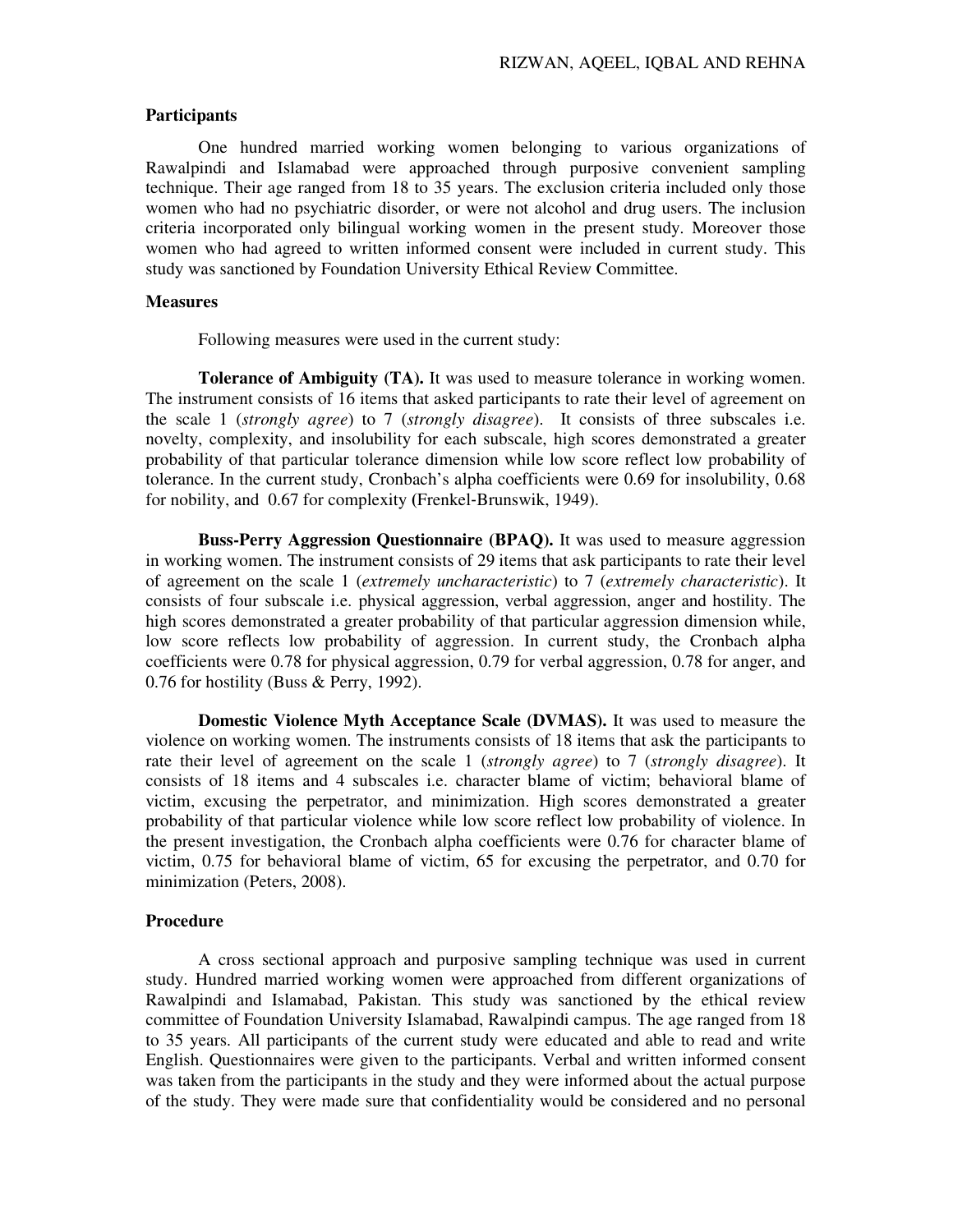### Participants

One hundred married working women belonging to various organizations of Rawalpindi and Islamabad were approached through purposive convenient sampling technique. Their age ranged from 18 to 35 years. The exclusion criteria included only those women who had no psychiatric disorder, or were not alcohol and drug users. The inclusion criteria incorporated only bilingual working women in the present study. Moreover those women who had agreed to written informed consent were included in current study. This study was sanctioned by Foundation University Ethical Review Committee.

### Measures

Following measures were used in the current study:

**Tolerance of Ambiguity (TA).** It was used to measure tolerance in working women. The instrument consists of 16 items that asked participants to rate their level of agreement on the scale 1 (*strongly agree*) to 7 (*strongly disagree*). It consists of three subscales i.e. novelty, complexity, and insolubility for each subscale, high scores demonstrated a greater probability of that particular tolerance dimension while low score reflect low probability of tolerance. In the current study, Cronbach's alpha coefficients were 0.69 for insolubility, 0.68 for nobility, and 0.67 for complexity (Frenkel-Brunswik, 1949).

**Buss-Perry Aggression Questionnaire (BPAQ).** It was used to measure aggression in working women. The instrument consists of 29 items that ask participants to rate their level of agreement on the scale 1 (*extremely uncharacteristic*) to 7 (*extremely characteristic*). It consists of four subscale i.e. physical aggression, verbal aggression, anger and hostility. The high scores demonstrated a greater probability of that particular aggression dimension while, low score reflects low probability of aggression. In current study, the Cronbach alpha coefficients were 0.78 for physical aggression, 0.79 for verbal aggression, 0.78 for anger, and 0.76 for hostility (Buss & Perry, 1992).

**Domestic Violence Myth Acceptance Scale (DVMAS).** It was used to measure the violence on working women. The instruments consists of 18 items that ask the participants to rate their level of agreement on the scale 1 (*strongly agree*) to 7 (*strongly disagree*). It consists of 18 items and 4 subscales i.e. character blame of victim; behavioral blame of victim, excusing the perpetrator, and minimization. High scores demonstrated a greater probability of that particular violence while low score reflect low probability of violence. In the present investigation, the Cronbach alpha coefficients were 0.76 for character blame of victim, 0.75 for behavioral blame of victim, 65 for excusing the perpetrator, and 0.70 for minimization (Peters, 2008).

### Procedure

A cross sectional approach and purposive sampling technique was used in current study. Hundred married working women were approached from different organizations of Rawalpindi and Islamabad, Pakistan. This study was sanctioned by the ethical review committee of Foundation University Islamabad, Rawalpindi campus. The age ranged from 18 to 35 years. All participants of the current study were educated and able to read and write English. Questionnaires were given to the participants. Verbal and written informed consent was taken from the participants in the study and they were informed about the actual purpose of the study. They were made sure that confidentiality would be considered and no personal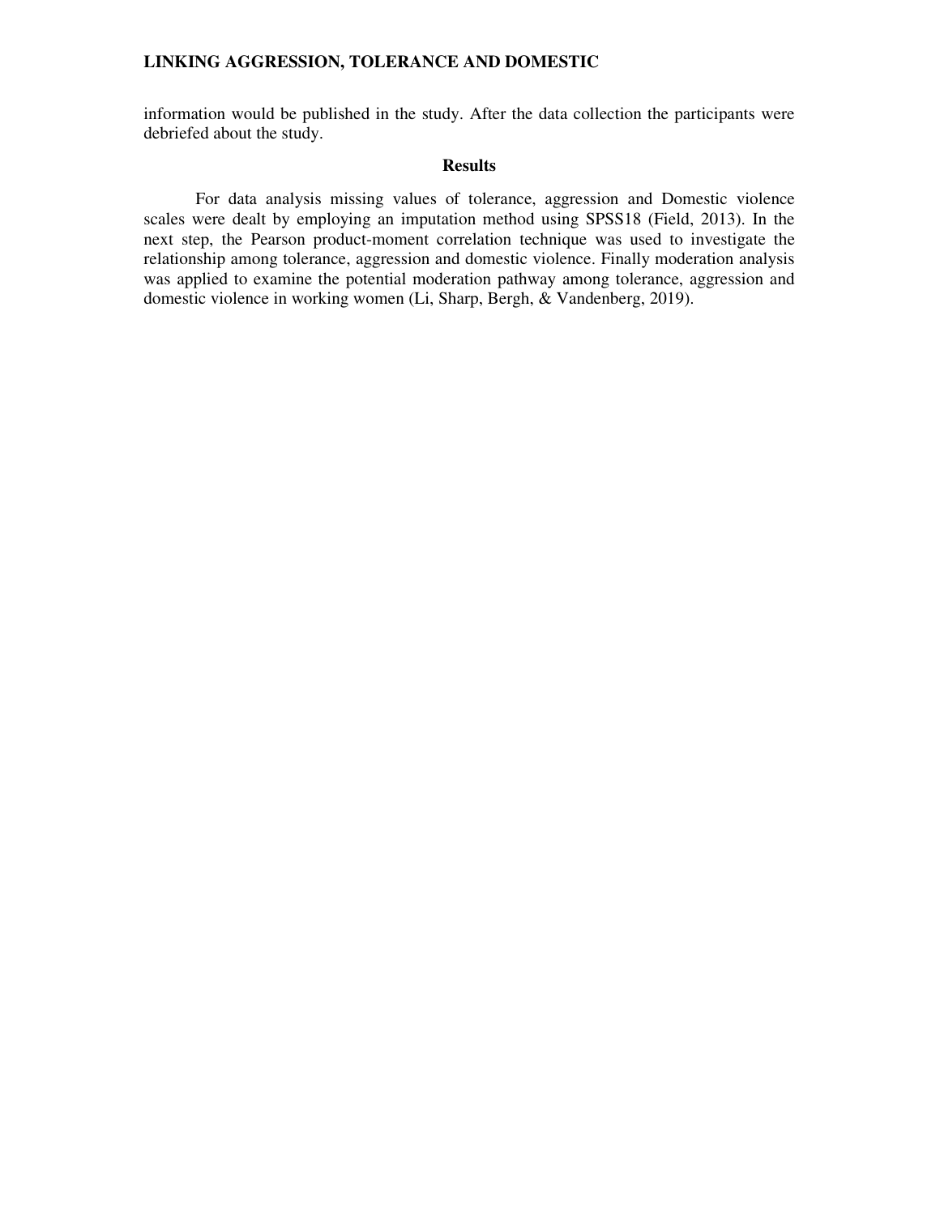information would be published in the study. After the data collection the participants were debriefed about the study.

## Results

For data analysis missing values of tolerance, aggression and Domestic violence scales were dealt by employing an imputation method using SPSS18 (Field, 2013). In the next step, the Pearson product-moment correlation technique was used to investigate the relationship among tolerance, aggression and domestic violence. Finally moderation analysis was applied to examine the potential moderation pathway among tolerance, aggression and domestic violence in working women (Li, Sharp, Bergh, & Vandenberg, 2019).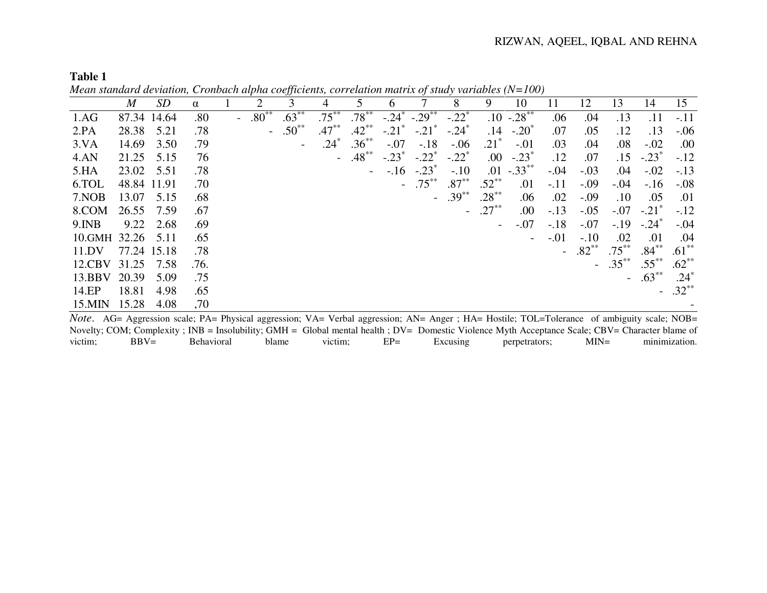**Table 1**

*Mean standard deviation, Cronbach alpha coefficients, correlation matrix of study variables (N=100)*

| | *M* | *SD* | α | 1 | 2 | 3 | 4 | 5 | 6 | 7 | 8 | 9 | 10 | 11 | 12 | 13 | 14 | 15 |
|---|---|---|---|---|---|---|---|---|---|---|---|---|---|---|---|---|---|---|
| 1.AG | 87.34 | 14.64 | .80 | - | .80** | .63** | .75** | .78** | -.24* | -.29** | -.22* | .10 | -.28** | .06 | .04 | .13 | .11 | -.11 |
| 2.PA | 28.38 | 5.21 | .78 | | - | .50** | .47** | .42** | -.21* | -.21* | -.24* | .14 | -.20* | .07 | .05 | .12 | .13 | -.06 |
| 3.VA | 14.69 | 3.50 | .79 | | | - | .24* | .36** | -.07 | -.18 | -.06 | .21* | -.01 | .03 | .04 | .08 | -.02 | .00 |
| 4.AN | 21.25 | 5.15 | 76 | | | | - | .48** | -.23* | -.22* | -.22* | .00 | -.23* | .12 | .07 | .15 | -.23* | -.12 |
| 5.HA | 23.02 | 5.51 | .78 | | | | | - | -.16 | -.23* | -.10 | .01 | -.33** | -.04 | -.03 | .04 | -.02 | -.13 |
| 6.TOL | 48.84 | 11.91 | .70 | | | | | | - | .75** | .87** | .52** | .01 | -.11 | -.09 | -.04 | -.16 | -.08 |
| 7.NOB | 13.07 | 5.15 | .68 | | | | | | | - | .39** | .28** | .06 | .02 | -.09 | .10 | .05 | .01 |
| 8.COM | 26.55 | 7.59 | .67 | | | | | | | | - | .27** | .00 | -.13 | -.05 | -.07 | -.21* | -.12 |
| 9.INB | 9.22 | 2.68 | .69 | | | | | | | | | - | -.07 | -.18 | -.07 | -.19 | -.24* | -.04 |
| 10.GMH | 32.26 | 5.11 | .65 | | | | | | | | | | - | -.01 | -.10 | .02 | .01 | .04 |
| 11.DV | 77.24 | 15.18 | .78 | | | | | | | | | | | - | .82** | .75** | .84** | .61** |
| 12.CBV | 31.25 | 7.58 | .76. | | | | | | | | | | | | - | .35** | .55** | .62** |
| 13.BBV | 20.39 | 5.09 | .75 | | | | | | | | | | | | | - | .63** | .24* |
| 14.EP | 18.81 | 4.98 | .65 | | | | | | | | | | | | | | - | .32** |
| 15.MIN | 15.28 | 4.08 | ,70 | | | | | | | | | | | | | | | - |

*Note*. AG= Aggression scale; PA= Physical aggression; VA= Verbal aggression; AN= Anger ; HA= Hostile; TOL=Tolerance of ambiguity scale; NOB= Novelty; COM; Complexity ; INB = Insolubility; GMH = Global mental health ; DV= Domestic Violence Myth Acceptance Scale; CBV= Character blame of victim; BBV= Behavioral blame victim; EP= Excusing perpetrators; MIN= minimization.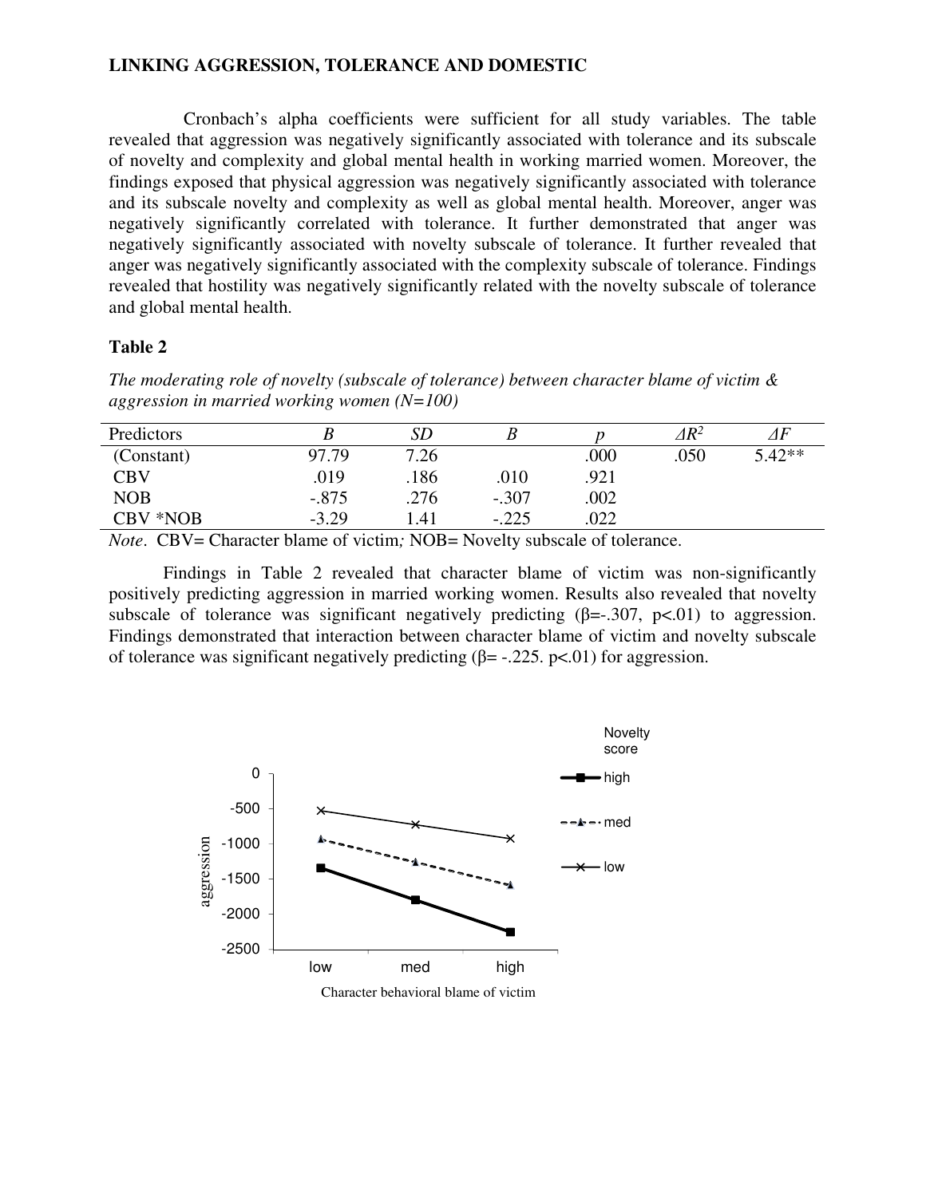Cronbach's alpha coefficients were sufficient for all study variables. The table revealed that aggression was negatively significantly associated with tolerance and its subscale of novelty and complexity and global mental health in working married women. Moreover, the findings exposed that physical aggression was negatively significantly associated with tolerance and its subscale novelty and complexity as well as global mental health. Moreover, anger was negatively significantly correlated with tolerance. It further demonstrated that anger was negatively significantly associated with novelty subscale of tolerance. It further revealed that anger was negatively significantly associated with the complexity subscale of tolerance. Findings revealed that hostility was negatively significantly related with the novelty subscale of tolerance and global mental health.

**Table 2**

*The moderating role of novelty (subscale of tolerance) between character blame of victim & aggression in married working women (N=100)*

| Predictors | *B* | *SD* | *Β* | *p* | *ΔR²* | *ΔF* |
|---|---|---|---|---|---|---|
| (Constant) | 97.79 | 7.26 | | .000 | .050 | 5.42** |
| CBV | .019 | .186 | .010 | .921 | | |
| NOB | -.875 | .276 | -.307 | .002 | | |
| CBV *NOB | -3.29 | 1.41 | -.225 | .022 | | |

*Note*. CBV= Character blame of victim*;* NOB= Novelty subscale of tolerance.

Findings in Table 2 revealed that character blame of victim was non-significantly positively predicting aggression in married working women. Results also revealed that novelty subscale of tolerance was significant negatively predicting (β=-.307, p<.01) to aggression. Findings demonstrated that interaction between character blame of victim and novelty subscale of tolerance was significant negatively predicting (β= -.225. p<.01) for aggression.

Character behavioral blame of victim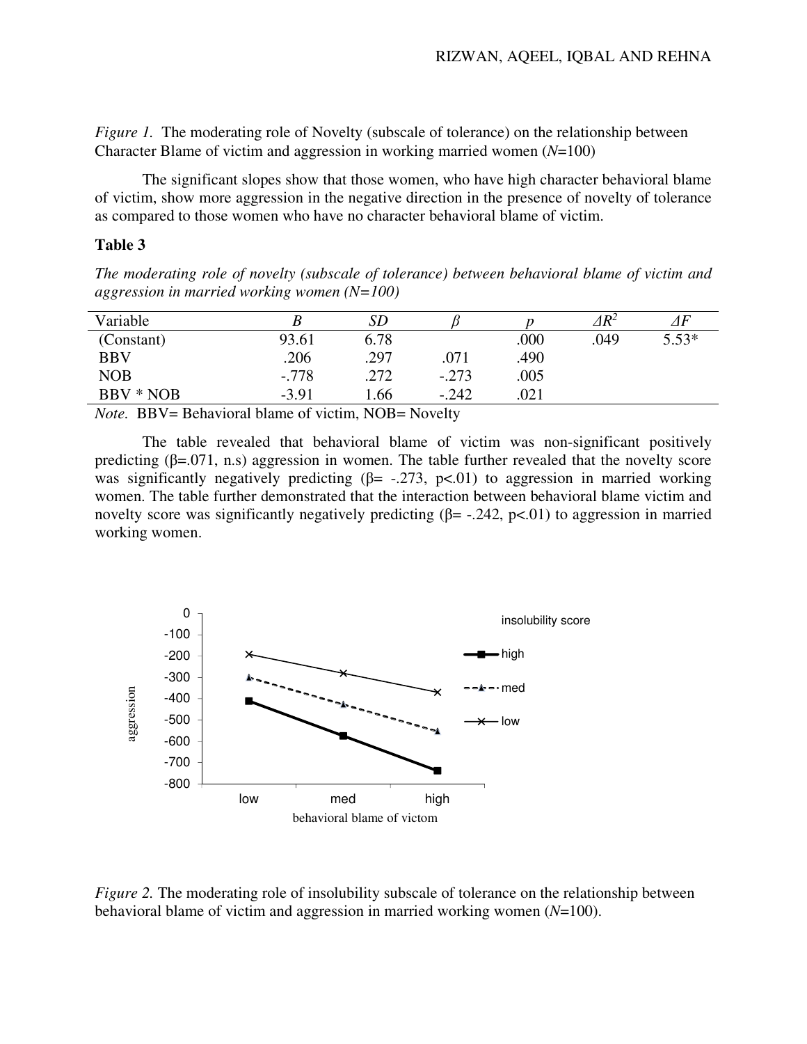*Figure 1.* The moderating role of Novelty (subscale of tolerance) on the relationship between Character Blame of victim and aggression in working married women (*N*=100)

The significant slopes show that those women, who have high character behavioral blame of victim, show more aggression in the negative direction in the presence of novelty of tolerance as compared to those women who have no character behavioral blame of victim.

**Table 3**

*The moderating role of novelty (subscale of tolerance) between behavioral blame of victim and aggression in married working women (N=100)*

| Variable | *B* | *SD* | *β* | *p* | *ΔR²* | *ΔF* |
|---|---|---|---|---|---|---|
| (Constant) | 93.61 | 6.78 | | .000 | .049 | 5.53* |
| BBV | .206 | .297 | .071 | .490 | | |
| NOB | -.778 | .272 | -.273 | .005 | | |
| BBV * NOB | -3.91 | 1.66 | -.242 | .021 | | |

*Note.* BBV= Behavioral blame of victim, NOB= Novelty

The table revealed that behavioral blame of victim was non-significant positively predicting (β=.071, n.s) aggression in women. The table further revealed that the novelty score was significantly negatively predicting (β= -.273, p<.01) to aggression in married working women. The table further demonstrated that the interaction between behavioral blame victim and novelty score was significantly negatively predicting (β= -.242, p<.01) to aggression in married working women.

*Figure 2.* The moderating role of insolubility subscale of tolerance on the relationship between behavioral blame of victim and aggression in married working women (*N*=100).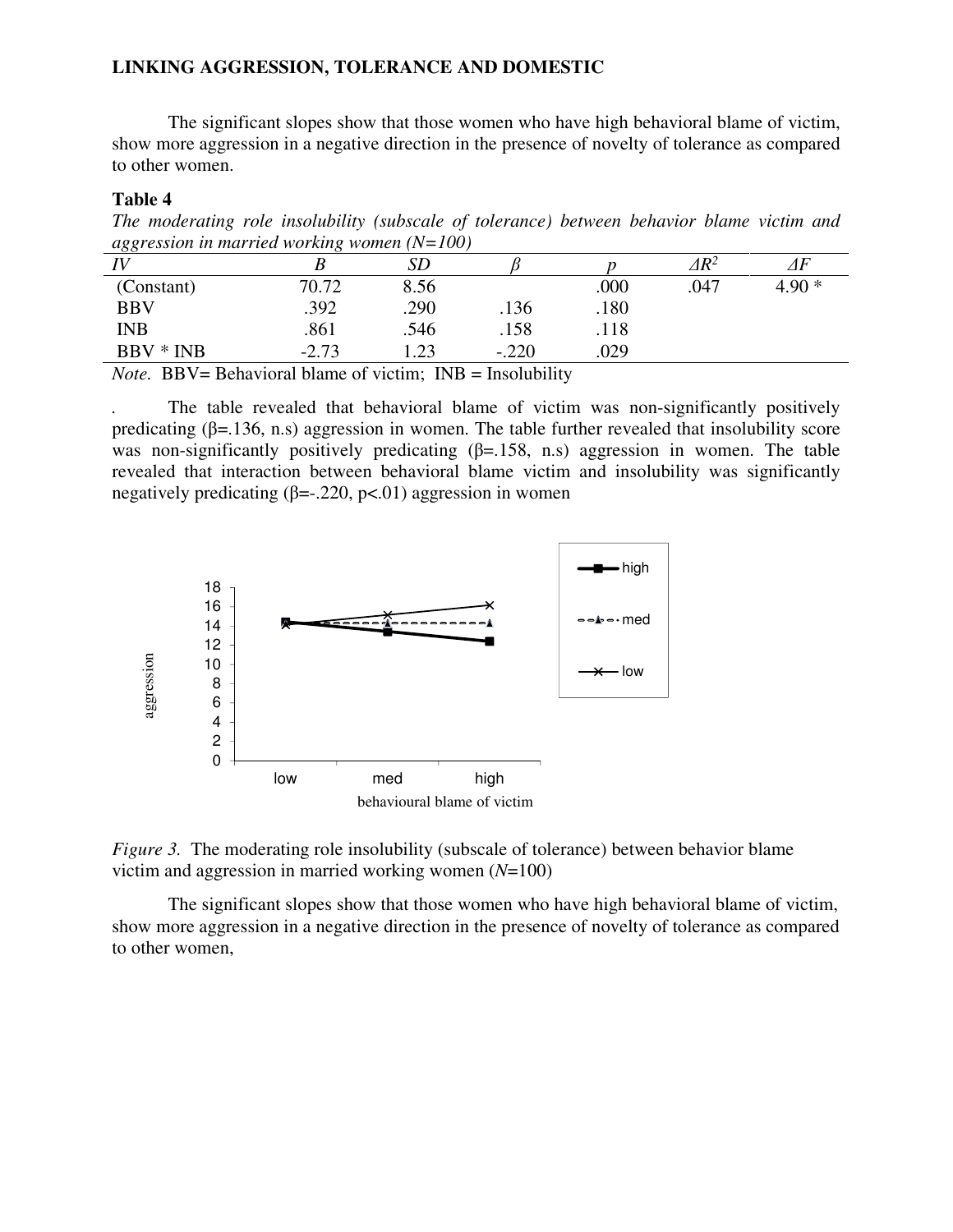The significant slopes show that those women who have high behavioral blame of victim, show more aggression in a negative direction in the presence of novelty of tolerance as compared to other women.

**Table 4**

*The moderating role insolubility (subscale of tolerance) between behavior blame victim and aggression in married working women (N=100)*

| *IV* | *B* | *SD* | *β* | *p* | *ΔR²* | *ΔF* |
|---|---|---|---|---|---|---|
| (Constant) | 70.72 | 8.56 | | .000 | .047 | 4.90 * |
| BBV | .392 | .290 | .136 | .180 | | |
| INB | .861 | .546 | .158 | .118 | | |
| BBV * INB | -2.73 | 1.23 | -.220 | .029 | | |

*Note*. BBV= Behavioral blame of victim; INB = Insolubility

. The table revealed that behavioral blame of victim was non-significantly positively predicating (β=.136, n.s) aggression in women. The table further revealed that insolubility score was non-significantly positively predicating (β=.158, n.s) aggression in women. The table revealed that interaction between behavioral blame victim and insolubility was significantly negatively predicating (β=-.220, $p<.01$) aggression in women

*Figure 3.* The moderating role insolubility (subscale of tolerance) between behavior blame victim and aggression in married working women (*N*=100)

The significant slopes show that those women who have high behavioral blame of victim, show more aggression in a negative direction in the presence of novelty of tolerance as compared to other women,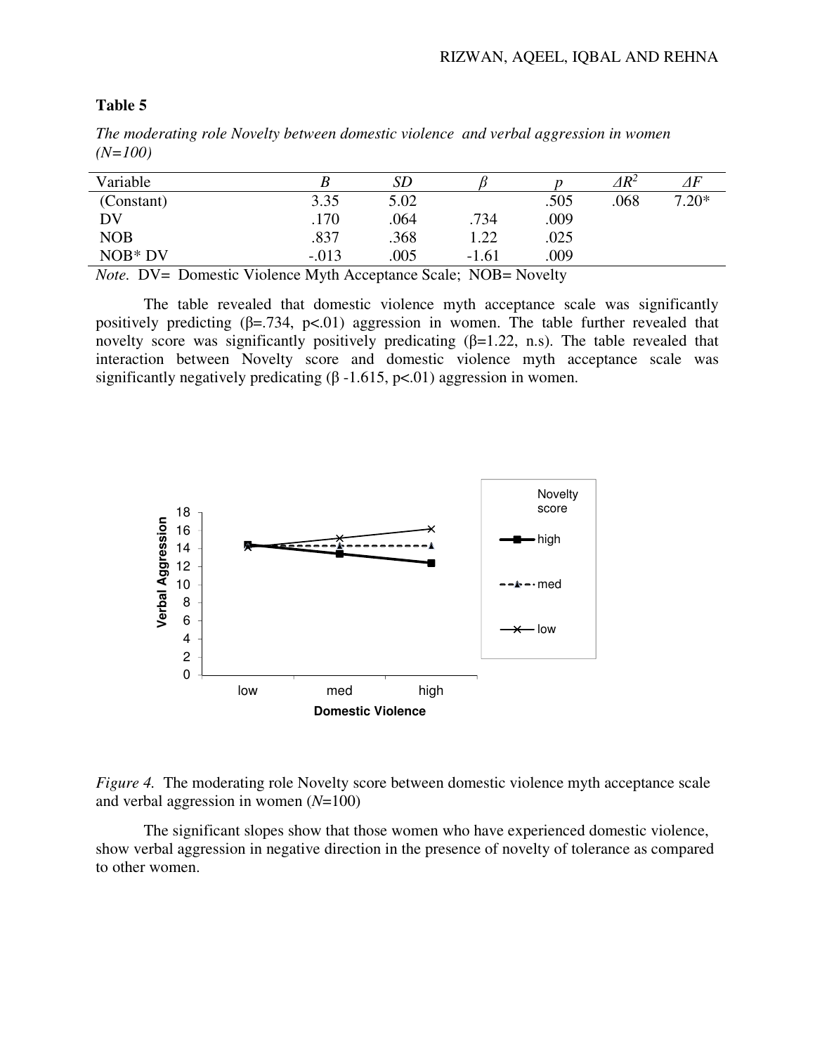**Table 5**

*The moderating role Novelty between domestic violence and verbal aggression in women (N=100)*

| Variable | *B* | *SD* | *β* | *p* | $\Delta R^2$ | $\Delta F$ |
|---|---|---|---|---|---|---|
| (Constant) | 3.35 | 5.02 | | .505 | .068 | 7.20* |
| DV | .170 | .064 | .734 | .009 | | |
| NOB | .837 | .368 | 1.22 | .025 | | |
| NOB* DV | -.013 | .005 | -1.61 | .009 | | |

*Note.* DV= Domestic Violence Myth Acceptance Scale; NOB= Novelty

The table revealed that domestic violence myth acceptance scale was significantly positively predicting (β=.734, p<.01) aggression in women. The table further revealed that novelty score was significantly positively predicating (β=1.22, n.s). The table revealed that interaction between Novelty score and domestic violence myth acceptance scale was significantly negatively predicating (β -1.615, p<.01) aggression in women.

*Figure 4.* The moderating role Novelty score between domestic violence myth acceptance scale and verbal aggression in women (*N*=100)

The significant slopes show that those women who have experienced domestic violence, show verbal aggression in negative direction in the presence of novelty of tolerance as compared to other women.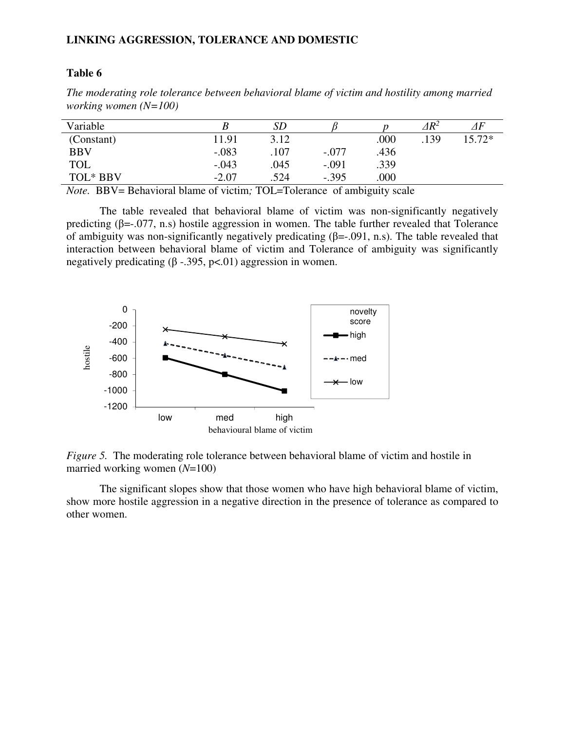**Table 6**

*The moderating role tolerance between behavioral blame of victim and hostility among married working women (N=100)*

| Variable | *B* | *SD* | *β* | *p* | *ΔR²* | *ΔF* |
|---|---|---|---|---|---|---|
| (Constant) | 11.91 | 3.12 | | .000 | .139 | 15.72* |
| BBV | -.083 | .107 | -.077 | .436 | | |
| TOL | -.043 | .045 | -.091 | .339 | | |
| TOL* BBV | -2.07 | .524 | -.395 | .000 | | |

*Note.* BBV= Behavioral blame of victim*;* TOL=Tolerance of ambiguity scale

The table revealed that behavioral blame of victim was non-significantly negatively predicting (β=-.077, n.s) hostile aggression in women. The table further revealed that Tolerance of ambiguity was non-significantly negatively predicating (β=-.091, n.s). The table revealed that interaction between behavioral blame of victim and Tolerance of ambiguity was significantly negatively predicating (β -.395, p<.01) aggression in women.

*Figure 5.* The moderating role tolerance between behavioral blame of victim and hostile in married working women (*N*=100)

The significant slopes show that those women who have high behavioral blame of victim, show more hostile aggression in a negative direction in the presence of tolerance as compared to other women.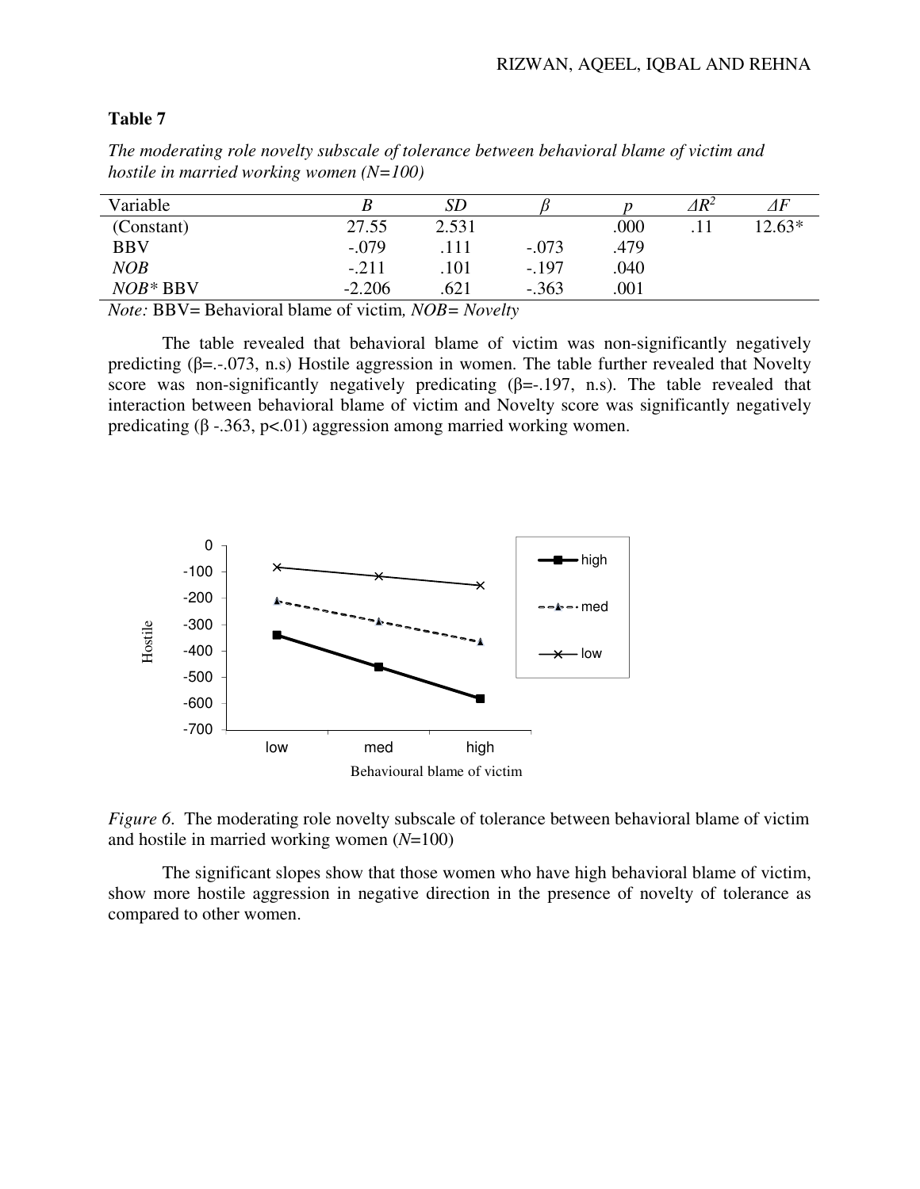**Table 7**

*The moderating role novelty subscale of tolerance between behavioral blame of victim and hostile in married working women (N=100)*

| Variable | *B* | *SD* | *β* | *p* | *ΔR²* | *ΔF* |
|---|---|---|---|---|---|---|
| (Constant) | 27.55 | 2.531 | | .000 | .11 | 12.63* |
| BBV | -.079 | .111 | -.073 | .479 | | |
| *NOB* | -.211 | .101 | -.197 | .040 | | |
| *NOB** BBV | -2.206 | .621 | -.363 | .001 | | |

*Note:* BBV= Behavioral blame of victim*, NOB= Novelty*

The table revealed that behavioral blame of victim was non-significantly negatively predicting (β=.-.073, n.s) Hostile aggression in women. The table further revealed that Novelty score was non-significantly negatively predicating (β=-.197, n.s). The table revealed that interaction between behavioral blame of victim and Novelty score was significantly negatively predicating (β -.363, p<.01) aggression among married working women.

*Figure 6*. The moderating role novelty subscale of tolerance between behavioral blame of victim and hostile in married working women (*N*=100)

The significant slopes show that those women who have high behavioral blame of victim, show more hostile aggression in negative direction in the presence of novelty of tolerance as compared to other women.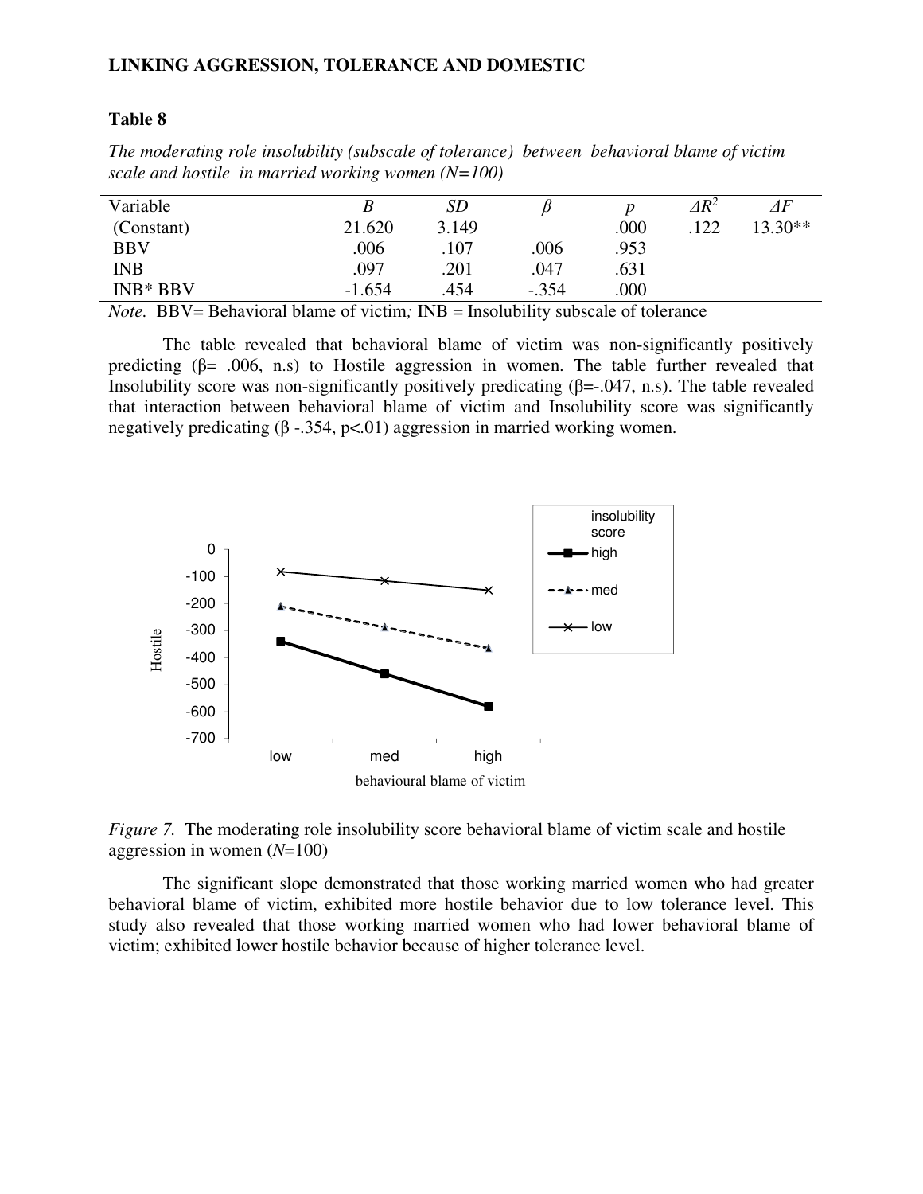**Table 8**

*The moderating role insolubility (subscale of tolerance) between behavioral blame of victim scale and hostile in married working women (N=100)*

| Variable | *B* | *SD* | *β* | *p* | *ΔR²* | *ΔF* |
|---|---|---|---|---|---|---|
| (Constant) | 21.620 | 3.149 | | .000 | .122 | 13.30** |
| BBV | .006 | .107 | .006 | .953 | | |
| INB | .097 | .201 | .047 | .631 | | |
| INB* BBV | -1.654 | .454 | -.354 | .000 | | |

*Note.* BBV= Behavioral blame of victim*;* INB = Insolubility subscale of tolerance

The table revealed that behavioral blame of victim was non-significantly positively predicting (β= .006, n.s) to Hostile aggression in women. The table further revealed that Insolubility score was non-significantly positively predicating (β=-.047, n.s). The table revealed that interaction between behavioral blame of victim and Insolubility score was significantly negatively predicating (β -.354, p<.01) aggression in married working women.

*Figure 7.* The moderating role insolubility score behavioral blame of victim scale and hostile aggression in women (*N*=100)

The significant slope demonstrated that those working married women who had greater behavioral blame of victim, exhibited more hostile behavior due to low tolerance level. This study also revealed that those working married women who had lower behavioral blame of victim; exhibited lower hostile behavior because of higher tolerance level.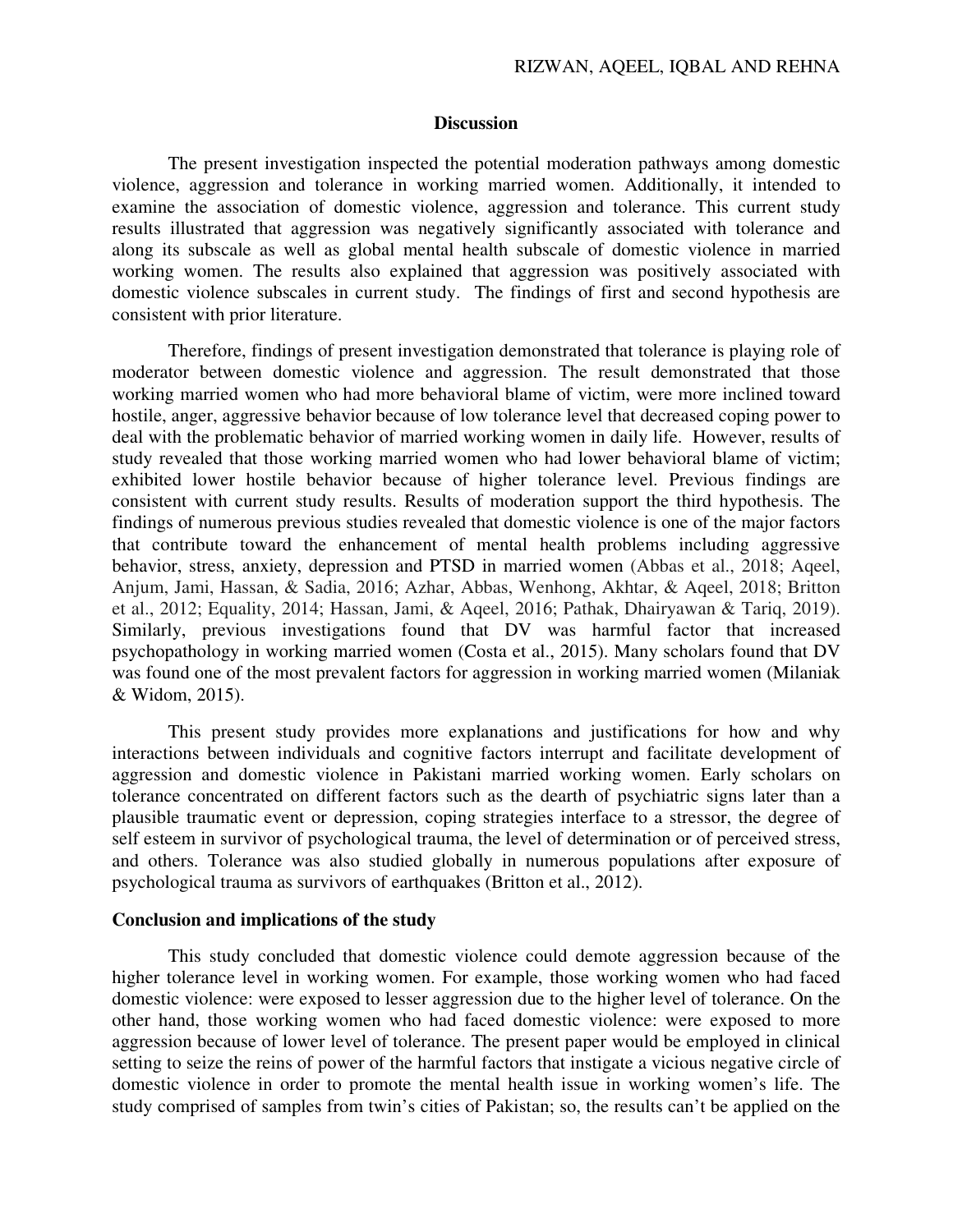## Discussion

The present investigation inspected the potential moderation pathways among domestic violence, aggression and tolerance in working married women. Additionally, it intended to examine the association of domestic violence, aggression and tolerance. This current study results illustrated that aggression was negatively significantly associated with tolerance and along its subscale as well as global mental health subscale of domestic violence in married working women. The results also explained that aggression was positively associated with domestic violence subscales in current study. The findings of first and second hypothesis are consistent with prior literature.

Therefore, findings of present investigation demonstrated that tolerance is playing role of moderator between domestic violence and aggression. The result demonstrated that those working married women who had more behavioral blame of victim, were more inclined toward hostile, anger, aggressive behavior because of low tolerance level that decreased coping power to deal with the problematic behavior of married working women in daily life. However, results of study revealed that those working married women who had lower behavioral blame of victim; exhibited lower hostile behavior because of higher tolerance level. Previous findings are consistent with current study results. Results of moderation support the third hypothesis. The findings of numerous previous studies revealed that domestic violence is one of the major factors that contribute toward the enhancement of mental health problems including aggressive behavior, stress, anxiety, depression and PTSD in married women (Abbas et al., 2018; Aqeel, Anjum, Jami, Hassan, & Sadia, 2016; Azhar, Abbas, Wenhong, Akhtar, & Aqeel, 2018; Britton et al., 2012; Equality, 2014; Hassan, Jami, & Aqeel, 2016; Pathak, Dhairyawan & Tariq, 2019). Similarly, previous investigations found that DV was harmful factor that increased psychopathology in working married women (Costa et al., 2015). Many scholars found that DV was found one of the most prevalent factors for aggression in working married women (Milaniak & Widom, 2015).

This present study provides more explanations and justifications for how and why interactions between individuals and cognitive factors interrupt and facilitate development of aggression and domestic violence in Pakistani married working women. Early scholars on tolerance concentrated on different factors such as the dearth of psychiatric signs later than a plausible traumatic event or depression, coping strategies interface to a stressor, the degree of self esteem in survivor of psychological trauma, the level of determination or of perceived stress, and others. Tolerance was also studied globally in numerous populations after exposure of psychological trauma as survivors of earthquakes (Britton et al., 2012).

## Conclusion and implications of the study

This study concluded that domestic violence could demote aggression because of the higher tolerance level in working women. For example, those working women who had faced domestic violence: were exposed to lesser aggression due to the higher level of tolerance. On the other hand, those working women who had faced domestic violence: were exposed to more aggression because of lower level of tolerance. The present paper would be employed in clinical setting to seize the reins of power of the harmful factors that instigate a vicious negative circle of domestic violence in order to promote the mental health issue in working women's life. The study comprised of samples from twin's cities of Pakistan; so, the results can't be applied on the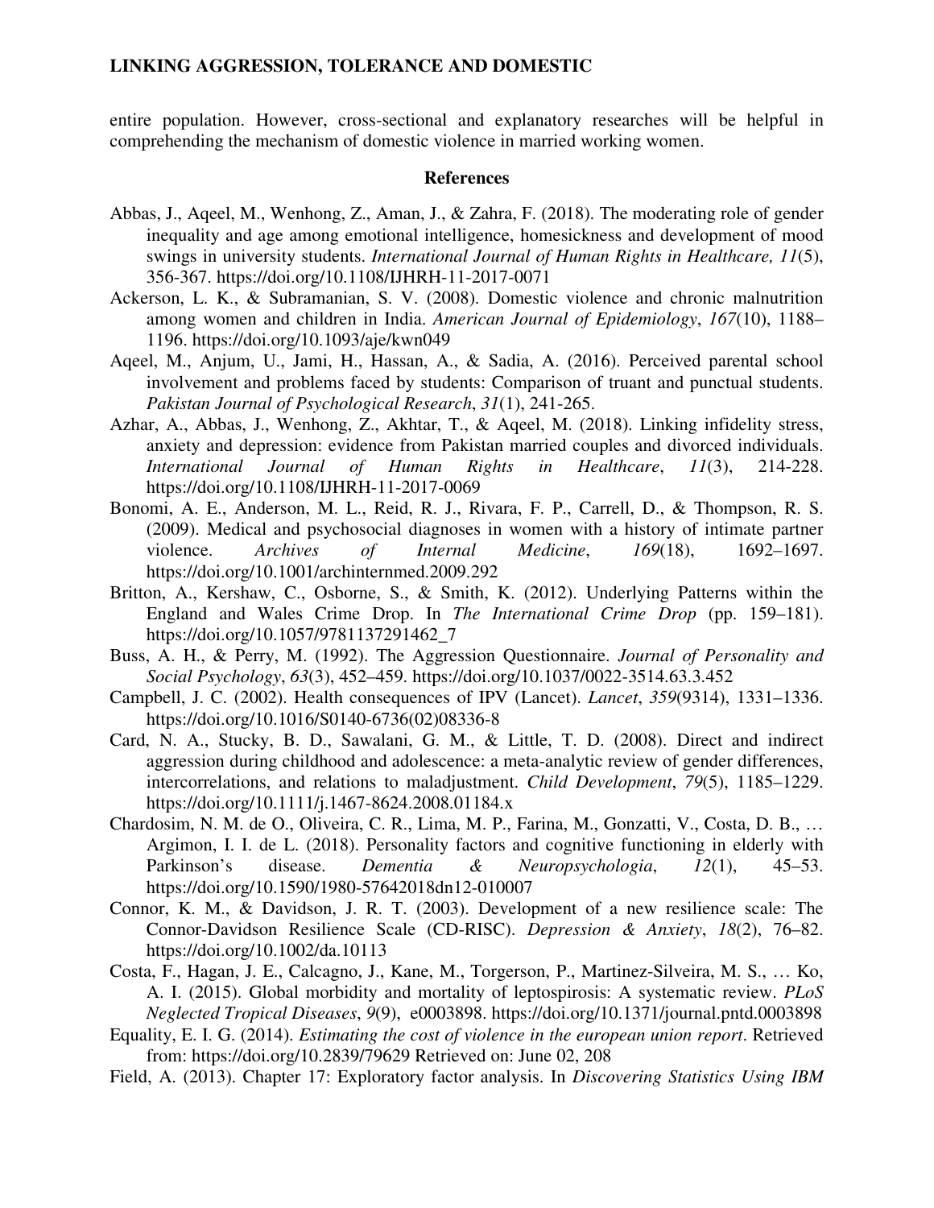entire population. However, cross-sectional and explanatory researches will be helpful in comprehending the mechanism of domestic violence in married working women.

## References

Abbas, J., Aqeel, M., Wenhong, Z., Aman, J., & Zahra, F. (2018). The moderating role of gender inequality and age among emotional intelligence, homesickness and development of mood swings in university students. *International Journal of Human Rights in Healthcare, 11*(5), 356-367. https://doi.org/10.1108/IJHRH-11-2017-0071

Ackerson, L. K., & Subramanian, S. V. (2008). Domestic violence and chronic malnutrition among women and children in India. *American Journal of Epidemiology*, *167*(10), 1188–1196. https://doi.org/10.1093/aje/kwn049

Aqeel, M., Anjum, U., Jami, H., Hassan, A., & Sadia, A. (2016). Perceived parental school involvement and problems faced by students: Comparison of truant and punctual students. *Pakistan Journal of Psychological Research*, *31*(1), 241-265.

Azhar, A., Abbas, J., Wenhong, Z., Akhtar, T., & Aqeel, M. (2018). Linking infidelity stress, anxiety and depression: evidence from Pakistan married couples and divorced individuals. *International Journal of Human Rights in Healthcare*, *11*(3), 214-228. https://doi.org/10.1108/IJHRH-11-2017-0069

Bonomi, A. E., Anderson, M. L., Reid, R. J., Rivara, F. P., Carrell, D., & Thompson, R. S. (2009). Medical and psychosocial diagnoses in women with a history of intimate partner violence. *Archives of Internal Medicine*, *169*(18), 1692–1697. https://doi.org/10.1001/archinternmed.2009.292

Britton, A., Kershaw, C., Osborne, S., & Smith, K. (2012). Underlying Patterns within the England and Wales Crime Drop. In *The International Crime Drop* (pp. 159–181). https://doi.org/10.1057/9781137291462_7

Buss, A. H., & Perry, M. (1992). The Aggression Questionnaire. *Journal of Personality and Social Psychology*, *63*(3), 452–459. https://doi.org/10.1037/0022-3514.63.3.452

Campbell, J. C. (2002). Health consequences of IPV (Lancet). *Lancet*, *359*(9314), 1331–1336. https://doi.org/10.1016/S0140-6736(02)08336-8

Card, N. A., Stucky, B. D., Sawalani, G. M., & Little, T. D. (2008). Direct and indirect aggression during childhood and adolescence: a meta-analytic review of gender differences, intercorrelations, and relations to maladjustment. *Child Development*, *79*(5), 1185–1229. https://doi.org/10.1111/j.1467-8624.2008.01184.x

Chardosim, N. M. de O., Oliveira, C. R., Lima, M. P., Farina, M., Gonzatti, V., Costa, D. B., … Argimon, I. I. de L. (2018). Personality factors and cognitive functioning in elderly with Parkinson's disease. *Dementia & Neuropsychologia*, *12*(1), 45–53. https://doi.org/10.1590/1980-57642018dn12-010007

Connor, K. M., & Davidson, J. R. T. (2003). Development of a new resilience scale: The Connor-Davidson Resilience Scale (CD-RISC). *Depression & Anxiety*, *18*(2), 76–82. https://doi.org/10.1002/da.10113

Costa, F., Hagan, J. E., Calcagno, J., Kane, M., Torgerson, P., Martinez-Silveira, M. S., … Ko, A. I. (2015). Global morbidity and mortality of leptospirosis: A systematic review. *PLoS Neglected Tropical Diseases*, *9*(9), e0003898. https://doi.org/10.1371/journal.pntd.0003898

Equality, E. I. G. (2014). *Estimating the cost of violence in the european union report*. Retrieved from: https://doi.org/10.2839/79629 Retrieved on: June 02, 208

Field, A. (2013). Chapter 17: Exploratory factor analysis. In *Discovering Statistics Using IBM*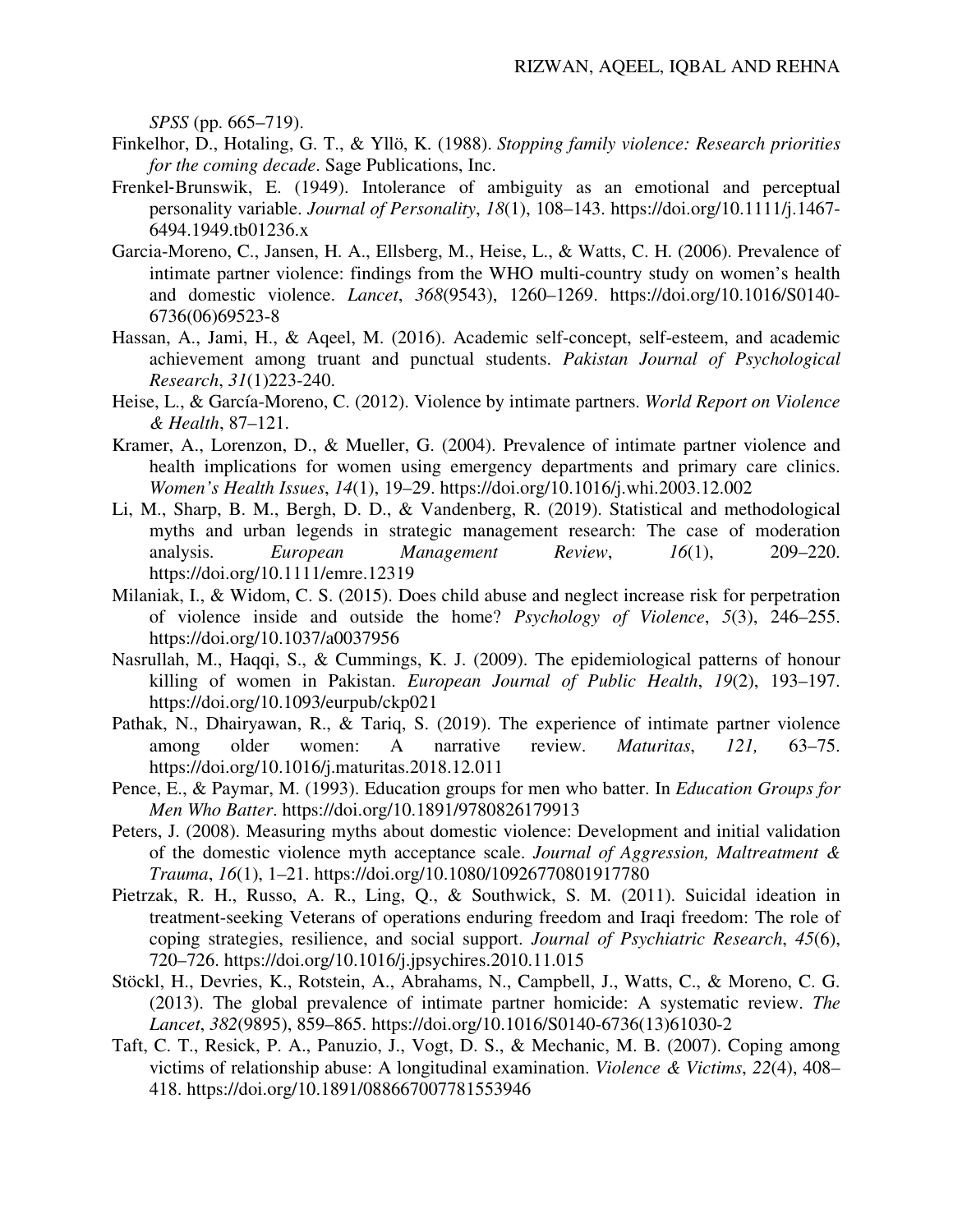*SPSS* (pp. 665–719).

Finkelhor, D., Hotaling, G. T., & Yllö, K. (1988). *Stopping family violence: Research priorities for the coming decade*. Sage Publications, Inc.

Frenkel-Brunswik, E. (1949). Intolerance of ambiguity as an emotional and perceptual personality variable. *Journal of Personality*, *18*(1), 108–143. https://doi.org/10.1111/j.1467-6494.1949.tb01236.x

Garcia-Moreno, C., Jansen, H. A., Ellsberg, M., Heise, L., & Watts, C. H. (2006). Prevalence of intimate partner violence: findings from the WHO multi-country study on women's health and domestic violence. *Lancet*, *368*(9543), 1260–1269. https://doi.org/10.1016/S0140-6736(06)69523-8

Hassan, A., Jami, H., & Aqeel, M. (2016). Academic self-concept, self-esteem, and academic achievement among truant and punctual students. *Pakistan Journal of Psychological Research*, *31*(1)223-240.

Heise, L., & García-Moreno, C. (2012). Violence by intimate partners. *World Report on Violence & Health*, 87–121.

Kramer, A., Lorenzon, D., & Mueller, G. (2004). Prevalence of intimate partner violence and health implications for women using emergency departments and primary care clinics. *Women's Health Issues*, *14*(1), 19–29. https://doi.org/10.1016/j.whi.2003.12.002

Li, M., Sharp, B. M., Bergh, D. D., & Vandenberg, R. (2019). Statistical and methodological myths and urban legends in strategic management research: The case of moderation analysis. *European Management Review*, *16*(1), 209–220. https://doi.org/10.1111/emre.12319

Milaniak, I., & Widom, C. S. (2015). Does child abuse and neglect increase risk for perpetration of violence inside and outside the home? *Psychology of Violence*, *5*(3), 246–255. https://doi.org/10.1037/a0037956

Nasrullah, M., Haqqi, S., & Cummings, K. J. (2009). The epidemiological patterns of honour killing of women in Pakistan. *European Journal of Public Health*, *19*(2), 193–197. https://doi.org/10.1093/eurpub/ckp021

Pathak, N., Dhairyawan, R., & Tariq, S. (2019). The experience of intimate partner violence among older women: A narrative review. *Maturitas*, *121,* 63–75. https://doi.org/10.1016/j.maturitas.2018.12.011

Pence, E., & Paymar, M. (1993). Education groups for men who batter. In *Education Groups for Men Who Batter*. https://doi.org/10.1891/9780826179913

Peters, J. (2008). Measuring myths about domestic violence: Development and initial validation of the domestic violence myth acceptance scale. *Journal of Aggression, Maltreatment & Trauma*, *16*(1), 1–21. https://doi.org/10.1080/10926770801917780

Pietrzak, R. H., Russo, A. R., Ling, Q., & Southwick, S. M. (2011). Suicidal ideation in treatment-seeking Veterans of operations enduring freedom and Iraqi freedom: The role of coping strategies, resilience, and social support. *Journal of Psychiatric Research*, *45*(6), 720–726. https://doi.org/10.1016/j.jpsychires.2010.11.015

Stöckl, H., Devries, K., Rotstein, A., Abrahams, N., Campbell, J., Watts, C., & Moreno, C. G. (2013). The global prevalence of intimate partner homicide: A systematic review. *The Lancet*, *382*(9895), 859–865. https://doi.org/10.1016/S0140-6736(13)61030-2

Taft, C. T., Resick, P. A., Panuzio, J., Vogt, D. S., & Mechanic, M. B. (2007). Coping among victims of relationship abuse: A longitudinal examination. *Violence & Victims*, *22*(4), 408–418. https://doi.org/10.1891/088667007781553946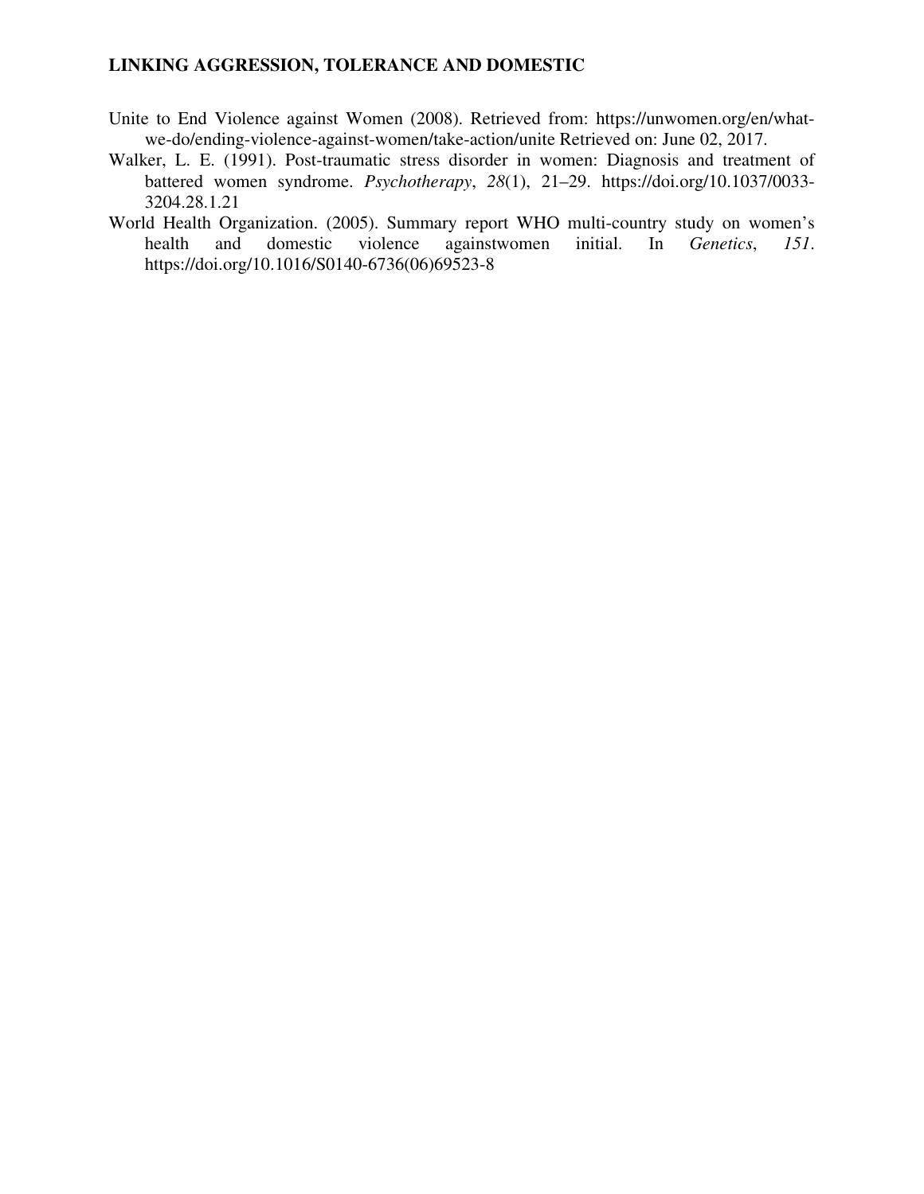Unite to End Violence against Women (2008). Retrieved from: https://unwomen.org/en/what-we-do/ending-violence-against-women/take-action/unite Retrieved on: June 02, 2017.

Walker, L. E. (1991). Post-traumatic stress disorder in women: Diagnosis and treatment of battered women syndrome. *Psychotherapy*, *28*(1), 21–29. https://doi.org/10.1037/0033-3204.28.1.21

World Health Organization. (2005). Summary report WHO multi-country study on women's health and domestic violence againstwomen initial. In *Genetics*, *151*. https://doi.org/10.1016/S0140-6736(06)69523-8